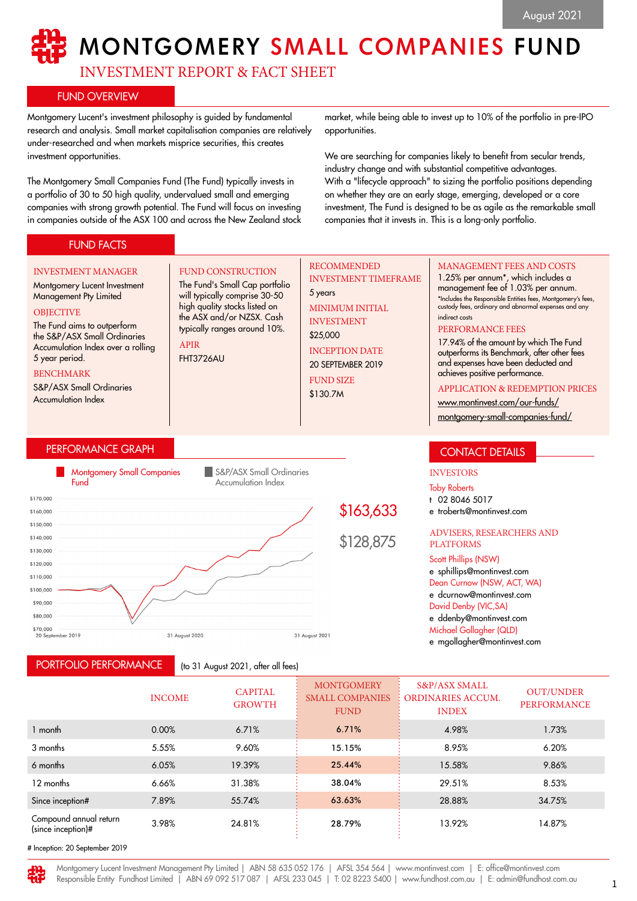August 2021

# MONTGOMERY SMALL COMPANIES FUND

## INVESTMENT REPORT & FACT SHEET

## FUND OVERVIEW

Montgomery Lucent's investment philosophy is guided by fundamental research and analysis. Small market capitalisation companies are relatively under-researched and when markets misprice securities, this creates investment opportunities.

The Montgomery Small Companies Fund (The Fund) typically invests in a portfolio of 30 to 50 high quality, undervalued small and emerging companies with strong growth potential. The Fund will focus on investing in companies outside of the ASX 100 and across the New Zealand stock market, while being able to invest up to 10% of the portfolio in pre-IPO opportunities.

We are searching for companies likely to benefit from secular trends, industry change and with substantial competitive advantages. With a "lifecycle approach" to sizing the portfolio positions depending on whether they are an early stage, emerging, developed or a core investment, The Fund is designed to be as agile as the remarkable small companies that it invests in. This is a long-only portfolio.

## FUND FACTS

**INVESTMENT MANAGER**
Montgomery Lucent Investment Management Pty Limited

**OBJECTIVE**
The Fund aims to outperform the S&P/ASX Small Ordinaries Accumulation Index over a rolling 5 year period.

**BENCHMARK**
S&P/ASX Small Ordinaries Accumulation Index

**FUND CONSTRUCTION**
The Fund's Small Cap portfolio will typically comprise 30-50 high quality stocks listed on the ASX and/or NZSX. Cash typically ranges around 10%.

**APIR**
FHT3726AU

**RECOMMENDED INVESTMENT TIMEFRAME**
5 years

**MINIMUM INITIAL INVESTMENT**
$25,000

**INCEPTION DATE**
20 SEPTEMBER 2019

**FUND SIZE**
$130.7M

**MANAGEMENT FEES AND COSTS**
1.25% per annum*, which includes a management fee of 1.03% per annum.
*Includes the Responsible Entities fees, Montgomery's fees, custody fees, ordinary and abnormal expenses and any indirect costs

**PERFORMANCE FEES**
17.94% of the amount by which The Fund outperforms its Benchmark, after other fees and expenses have been deducted and achieves positive performance.

**APPLICATION & REDEMPTION PRICES**
www.montinvest.com/our-funds/montgomery-small-companies-fund/

## PERFORMANCE GRAPH

Montgomery Small Companies Fund: $163,633
S&P/ASX Small Ordinaries Accumulation Index: $128,875

(20 September 2019 – 31 August 2021)

## CONTACT DETAILS

**INVESTORS**
Toby Roberts
t 02 8046 5017
e troberts@montinvest.com

**ADVISERS, RESEARCHERS AND PLATFORMS**
Scott Phillips (NSW)
e sphillips@montinvest.com
Dean Curnow (NSW, ACT, WA)
e dcurnow@montinvest.com
David Denby (VIC,SA)
e ddenby@montinvest.com
Michael Gollagher (QLD)
e mgollagher@montinvest.com

## PORTFOLIO PERFORMANCE

(to 31 August 2021, after all fees)

| | INCOME | CAPITAL GROWTH | MONTGOMERY SMALL COMPANIES FUND | S&P/ASX SMALL ORDINARIES ACCUM. INDEX | OUT/UNDER PERFORMANCE |
|---|---|---|---|---|---|
| 1 month | 0.00% | 6.71% | 6.71% | 4.98% | 1.73% |
| 3 months | 5.55% | 9.60% | 15.15% | 8.95% | 6.20% |
| 6 months | 6.05% | 19.39% | 25.44% | 15.58% | 9.86% |
| 12 months | 6.66% | 31.38% | 38.04% | 29.51% | 8.53% |
| Since inception# | 7.89% | 55.74% | 63.63% | 28.88% | 34.75% |
| Compound annual return (since inception)# | 3.98% | 24.81% | 28.79% | 13.92% | 14.87% |

# Inception: 20 September 2019

Montgomery Lucent Investment Management Pty Limited | ABN 58 635 052 176 | AFSL 354 564 | www.montinvest.com | E: office@montinvest.com
Responsible Entity Fundhost Limited | ABN 69 092 517 087 | AFSL 233 045 | T: 02 8223 5400 | www.fundhost.com.au | E: admin@fundhost.com.au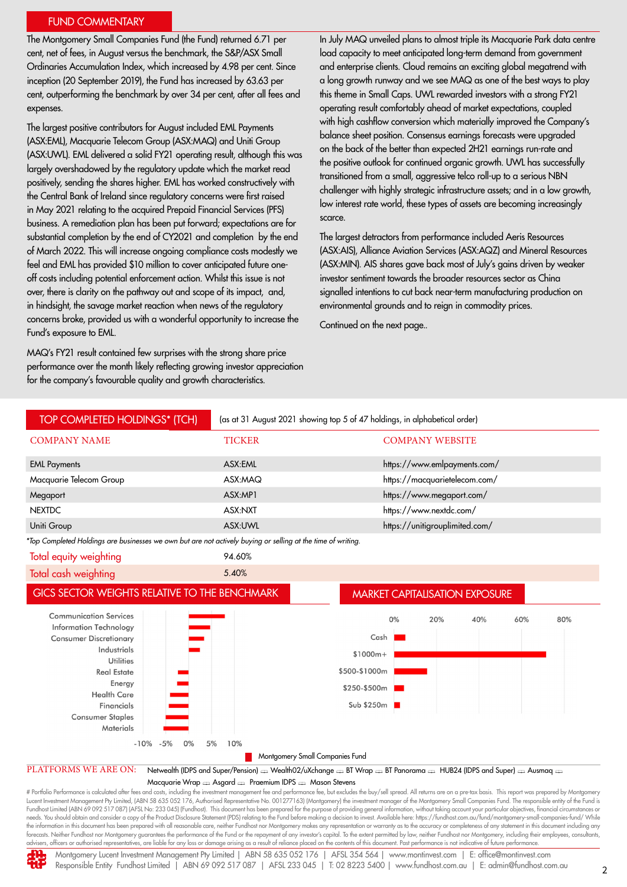## FUND COMMENTARY

The Montgomery Small Companies Fund (the Fund) returned 6.71 per cent, net of fees, in August versus the benchmark, the S&P/ASX Small Ordinaries Accumulation Index, which increased by 4.98 per cent. Since inception (20 September 2019), the Fund has increased by 63.63 per cent, outperforming the benchmark by over 34 per cent, after all fees and expenses.

The largest positive contributors for August included EML Payments (ASX:EML), Macquarie Telecom Group (ASX:MAQ) and Uniti Group (ASX:UWL). EML delivered a solid FY21 operating result, although this was largely overshadowed by the regulatory update which the market read positively, sending the shares higher. EML has worked constructively with the Central Bank of Ireland since regulatory concerns were first raised in May 2021 relating to the acquired Prepaid Financial Services (PFS) business. A remediation plan has been put forward; expectations are for substantial completion by the end of CY2021 and completion by the end of March 2022. This will increase ongoing compliance costs modestly we feel and EML has provided $10 million to cover anticipated future one-off costs including potential enforcement action. Whilst this issue is not over, there is clarity on the pathway out and scope of its impact, and, in hindsight, the savage market reaction when news of the regulatory concerns broke, provided us with a wonderful opportunity to increase the Fund's exposure to EML.

MAQ's FY21 result contained few surprises with the strong share price performance over the month likely reflecting growing investor appreciation for the company's favourable quality and growth characteristics.

In July MAQ unveiled plans to almost triple its Macquarie Park data centre load capacity to meet anticipated long-term demand from government and enterprise clients. Cloud remains an exciting global megatrend with a long growth runway and we see MAQ as one of the best ways to play this theme in Small Caps. UWL rewarded investors with a strong FY21 operating result comfortably ahead of market expectations, coupled with high cashflow conversion which materially improved the Company's balance sheet position. Consensus earnings forecasts were upgraded on the back of the better than expected 2H21 earnings run-rate and the positive outlook for continued organic growth. UWL has successfully transitioned from a small, aggressive telco roll-up to a serious NBN challenger with highly strategic infrastructure assets; and in a low growth, low interest rate world, these types of assets are becoming increasingly scarce.

The largest detractors from performance included Aeris Resources (ASX:AIS), Alliance Aviation Services (ASX:AQZ) and Mineral Resources (ASX:MIN). AIS shares gave back most of July's gains driven by weaker investor sentiment towards the broader resources sector as China signalled intentions to cut back near-term manufacturing production on environmental grounds and to reign in commodity prices.

Continued on the next page..

## TOP COMPLETED HOLDINGS* (TCH)

(as at 31 August 2021 showing top 5 of 47 holdings, in alphabetical order)

| COMPANY NAME | TICKER | COMPANY WEBSITE |
|---|---|---|
| EML Payments | ASX:EML | https://www.emlpayments.com/ |
| Macquarie Telecom Group | ASX:MAQ | https://macquarietelecom.com/ |
| Megaport | ASX:MP1 | https://www.megaport.com/ |
| NEXTDC | ASX:NXT | https://www.nextdc.com/ |
| Uniti Group | ASX:UWL | https://unitigrouplimited.com/ |

*\*Top Completed Holdings are businesses we own but are not actively buying or selling at the time of writing.*

| | |
|---|---|
| Total equity weighting | 94.60% |
| Total cash weighting | 5.40% |

## GICS SECTOR WEIGHTS RELATIVE TO THE BENCHMARK

Communication Services, Information Technology, Consumer Discretionary, Industrials, Utilities, Real Estate, Energy, Health Care, Financials, Consumer Staples, Materials

-10% -5% 0% 5% 10%

## MARKET CAPITALISATION EXPOSURE

Cash, $1000m+, $500-$1000m, $250-$500m, Sub $250m

0% 20% 40% 60% 80%

Montgomery Small Companies Fund

PLATFORMS WE ARE ON: Netwealth (IDPS and Super/Pension) Wealth02/uXchange BT Wrap BT Panorama HUB24 (IDPS and Super) Ausmaq Macquarie Wrap Asgard Praemium IDPS Mason Stevens

\# Portfolio Performance is calculated after fees and costs, including the investment management fee and performance fee, but excludes the buy/sell spread. All returns are on a pre-tax basis. This report was prepared by Montgomery Lucent Investment Management Pty Limited, (ABN 58 635 052 176, Authorised Representative No. 001277163) (Montgomery) the investment manager of the Montgomery Small Companies Fund. The responsible entity of the Fund is Fundhost Limited (ABN 69 092 517 087) (AFSL No: 233 045) (Fundhost). This document has been prepared for the purpose of providing general information, without taking account your particular objectives, financial circumstances or needs. You should obtain and consider a copy of the Product Disclosure Statement (PDS) relating to the Fund before making a decision to invest. Available here: https://fundhost.com.au/fund/montgomery-small-companies-fund/ While the information in this document has been prepared with all reasonable care, neither Fundhost nor Montgomery makes any representation or warranty as to the accuracy or completeness of any statement in this document including any forecasts. Neither Fundhost nor Montgomery guarantees the performance of the Fund or the repayment of any investor's capital. To the extent permitted by law, neither Fundhost nor Montgomery, including their employees, consultants, advisers, officers or authorised representatives, are liable for any loss or damage arising as a result of reliance placed on the contents of this document. Past performance is not indicative of future performance.

Montgomery Lucent Investment Management Pty Limited | ABN 58 635 052 176 | AFSL 354 564 | www.montinvest.com | E: office@montinvest.com
Responsible Entity Fundhost Limited | ABN 69 092 517 087 | AFSL 233 045 | T: 02 8223 5400 | www.fundhost.com.au | E: admin@fundhost.com.au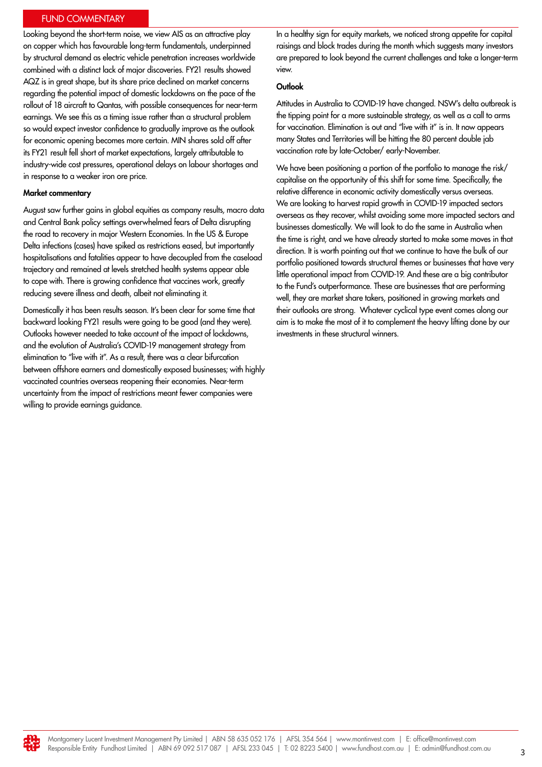## FUND COMMENTARY

Looking beyond the short-term noise, we view AIS as an attractive play on copper which has favourable long-term fundamentals, underpinned by structural demand as electric vehicle penetration increases worldwide combined with a distinct lack of major discoveries. FY21 results showed AQZ is in great shape, but its share price declined on market concerns regarding the potential impact of domestic lockdowns on the pace of the rollout of 18 aircraft to Qantas, with possible consequences for near-term earnings. We see this as a timing issue rather than a structural problem so would expect investor confidence to gradually improve as the outlook for economic opening becomes more certain. MIN shares sold off after its FY21 result fell short of market expectations, largely attributable to industry-wide cost pressures, operational delays on labour shortages and in response to a weaker iron ore price.

**Market commentary**

August saw further gains in global equities as company results, macro data and Central Bank policy settings overwhelmed fears of Delta disrupting the road to recovery in major Western Economies. In the US & Europe Delta infections (cases) have spiked as restrictions eased, but importantly hospitalisations and fatalities appear to have decoupled from the caseload trajectory and remained at levels stretched health systems appear able to cope with. There is growing confidence that vaccines work, greatly reducing severe illness and death, albeit not eliminating it.

Domestically it has been results season. It's been clear for some time that backward looking FY21 results were going to be good (and they were). Outlooks however needed to take account of the impact of lockdowns, and the evolution of Australia's COVID-19 management strategy from elimination to "live with it". As a result, there was a clear bifurcation between offshore earners and domestically exposed businesses; with highly vaccinated countries overseas reopening their economies. Near-term uncertainty from the impact of restrictions meant fewer companies were willing to provide earnings guidance.

In a healthy sign for equity markets, we noticed strong appetite for capital raisings and block trades during the month which suggests many investors are prepared to look beyond the current challenges and take a longer-term view.

**Outlook**

Attitudes in Australia to COVID-19 have changed. NSW's delta outbreak is the tipping point for a more sustainable strategy, as well as a call to arms for vaccination. Elimination is out and "live with it" is in. It now appears many States and Territories will be hitting the 80 percent double jab vaccination rate by late-October/ early-November.

We have been positioning a portion of the portfolio to manage the risk/ capitalise on the opportunity of this shift for some time. Specifically, the relative difference in economic activity domestically versus overseas. We are looking to harvest rapid growth in COVID-19 impacted sectors overseas as they recover, whilst avoiding some more impacted sectors and businesses domestically. We will look to do the same in Australia when the time is right, and we have already started to make some moves in that direction. It is worth pointing out that we continue to have the bulk of our portfolio positioned towards structural themes or businesses that have very little operational impact from COVID-19. And these are a big contributor to the Fund's outperformance. These are businesses that are performing well, they are market share takers, positioned in growing markets and their outlooks are strong. Whatever cyclical type event comes along our aim is to make the most of it to complement the heavy lifting done by our investments in these structural winners.

Montgomery Lucent Investment Management Pty Limited | ABN 58 635 052 176 | AFSL 354 564 | www.montinvest.com | E: office@montinvest.com
Responsible Entity Fundhost Limited | ABN 69 092 517 087 | AFSL 233 045 | T: 02 8223 5400 | www.fundhost.com.au | E: admin@fundhost.com.au